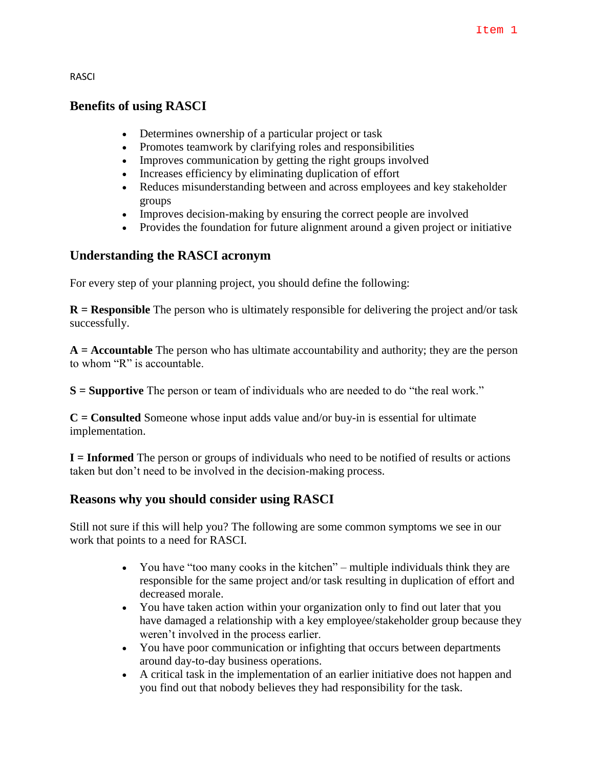Item 1

RASCI

## Benefits of using RASCI

- Determines ownership of a particular project or task
- Promotes teamwork by clarifying roles and responsibilities
- Improves communication by getting the right groups involved
- Increases efficiency by eliminating duplication of effort
- Reduces misunderstanding between and across employees and key stakeholder groups
- Improves decision-making by ensuring the correct people are involved
- Provides the foundation for future alignment around a given project or initiative

## Understanding the RASCI acronym

For every step of your planning project, you should define the following:

**R = Responsible** The person who is ultimately responsible for delivering the project and/or task successfully.

**A = Accountable** The person who has ultimate accountability and authority; they are the person to whom "R" is accountable.

**S = Supportive** The person or team of individuals who are needed to do "the real work."

**C = Consulted** Someone whose input adds value and/or buy-in is essential for ultimate implementation.

**I = Informed** The person or groups of individuals who need to be notified of results or actions taken but don't need to be involved in the decision-making process.

## Reasons why you should consider using RASCI

Still not sure if this will help you? The following are some common symptoms we see in our work that points to a need for RASCI.

- You have "too many cooks in the kitchen" – multiple individuals think they are responsible for the same project and/or task resulting in duplication of effort and decreased morale.
- You have taken action within your organization only to find out later that you have damaged a relationship with a key employee/stakeholder group because they weren't involved in the process earlier.
- You have poor communication or infighting that occurs between departments around day-to-day business operations.
- A critical task in the implementation of an earlier initiative does not happen and you find out that nobody believes they had responsibility for the task.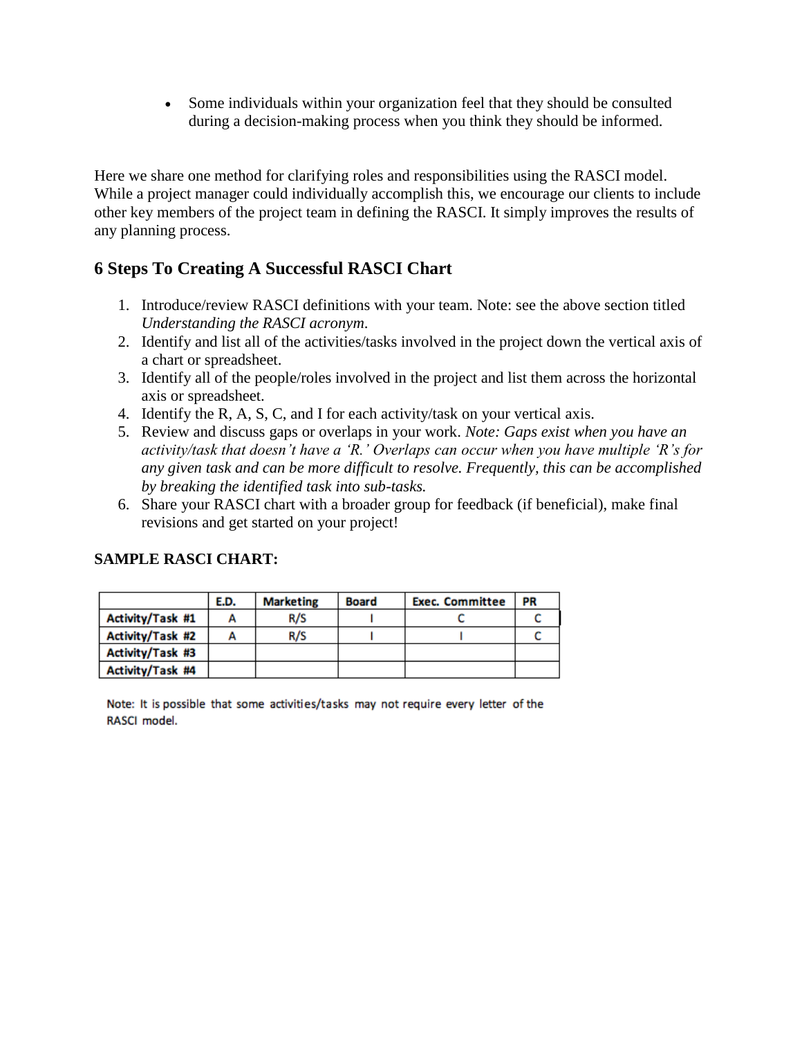- Some individuals within your organization feel that they should be consulted during a decision-making process when you think they should be informed.

Here we share one method for clarifying roles and responsibilities using the RASCI model. While a project manager could individually accomplish this, we encourage our clients to include other key members of the project team in defining the RASCI. It simply improves the results of any planning process.

## 6 Steps To Creating A Successful RASCI Chart

1. Introduce/review RASCI definitions with your team. Note: see the above section titled *Understanding the RASCI acronym*.
2. Identify and list all of the activities/tasks involved in the project down the vertical axis of a chart or spreadsheet.
3. Identify all of the people/roles involved in the project and list them across the horizontal axis or spreadsheet.
4. Identify the R, A, S, C, and I for each activity/task on your vertical axis.
5. Review and discuss gaps or overlaps in your work. *Note: Gaps exist when you have an activity/task that doesn't have a 'R.' Overlaps can occur when you have multiple 'R's for any given task and can be more difficult to resolve. Frequently, this can be accomplished by breaking the identified task into sub-tasks.*
6. Share your RASCI chart with a broader group for feedback (if beneficial), make final revisions and get started on your project!

**SAMPLE RASCI CHART:**

| | E.D. | Marketing | Board | Exec. Committee | PR |
|---|---|---|---|---|---|
| **Activity/Task #1** | A | R/S | I | C | C |
| **Activity/Task #2** | A | R/S | I | I | C |
| **Activity/Task #3** | | | | | |
| **Activity/Task #4** | | | | | |

Note: It is possible that some activities/tasks may not require every letter of the RASCI model.